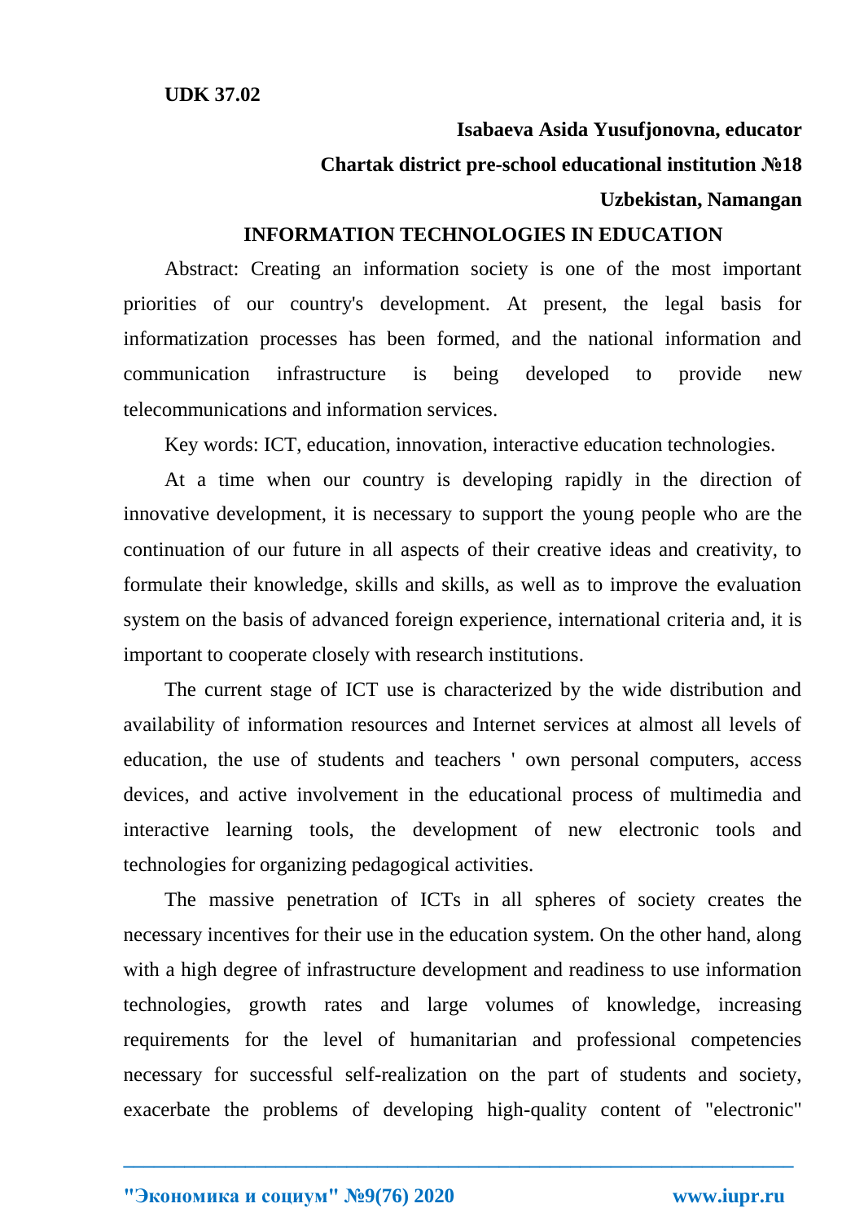**UDK 37.02**

**Isabaeva Asida Yusufjonovna, educator**

**Chartak district pre-school educational institution №18**

**Uzbekistan, Namangan**

# INFORMATION TECHNOLOGIES IN EDUCATION

Abstract: Creating an information society is one of the most important priorities of our country's development. At present, the legal basis for informatization processes has been formed, and the national information and communication infrastructure is being developed to provide new telecommunications and information services.

Key words: ICT, education, innovation, interactive education technologies.

At a time when our country is developing rapidly in the direction of innovative development, it is necessary to support the young people who are the continuation of our future in all aspects of their creative ideas and creativity, to formulate their knowledge, skills and skills, as well as to improve the evaluation system on the basis of advanced foreign experience, international criteria and, it is important to cooperate closely with research institutions.

The current stage of ICT use is characterized by the wide distribution and availability of information resources and Internet services at almost all levels of education, the use of students and teachers ' own personal computers, access devices, and active involvement in the educational process of multimedia and interactive learning tools, the development of new electronic tools and technologies for organizing pedagogical activities.

The massive penetration of ICTs in all spheres of society creates the necessary incentives for their use in the education system. On the other hand, along with a high degree of infrastructure development and readiness to use information technologies, growth rates and large volumes of knowledge, increasing requirements for the level of humanitarian and professional competencies necessary for successful self-realization on the part of students and society, exacerbate the problems of developing high-quality content of "electronic"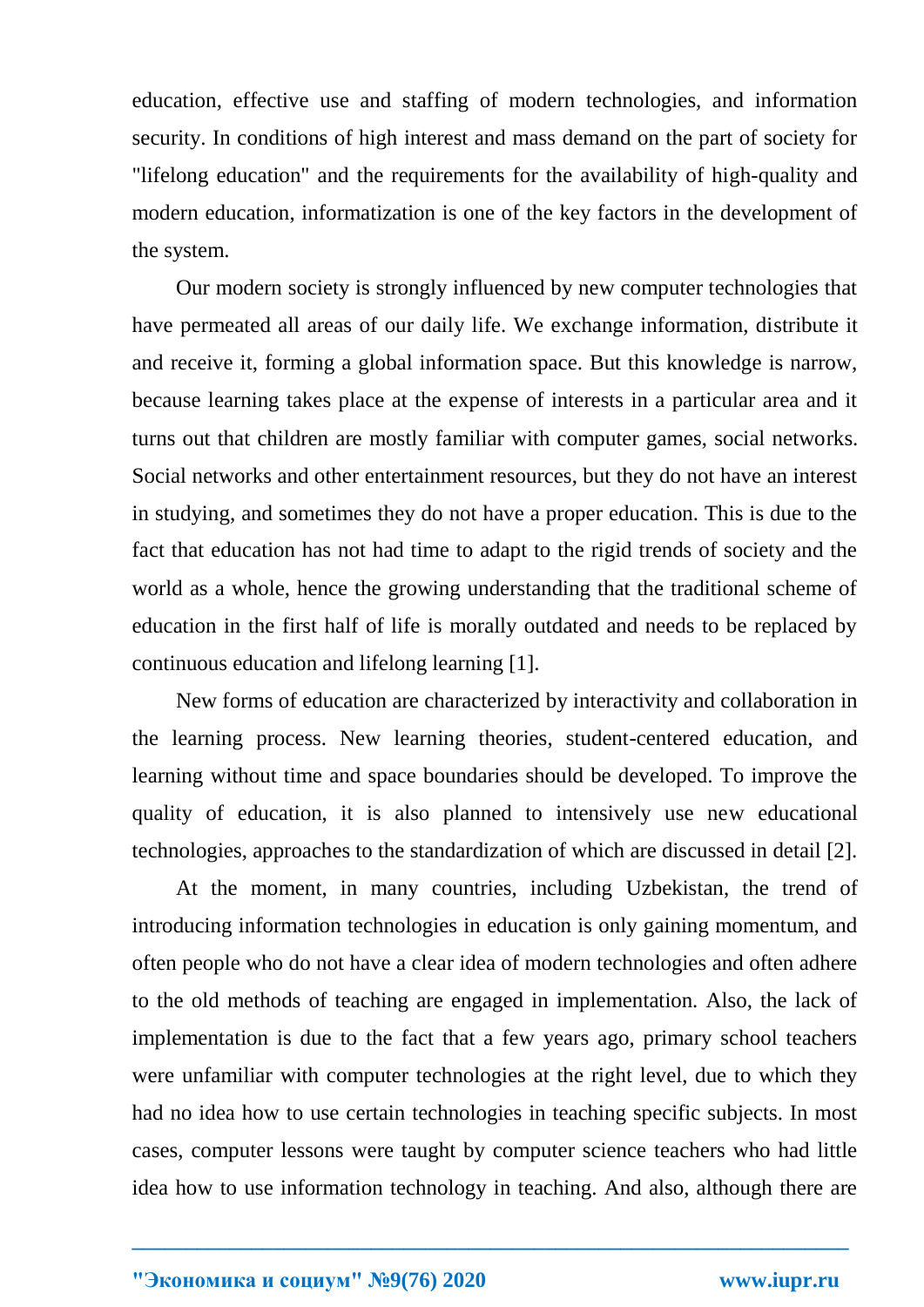education, effective use and staffing of modern technologies, and information security. In conditions of high interest and mass demand on the part of society for "lifelong education" and the requirements for the availability of high-quality and modern education, informatization is one of the key factors in the development of the system.

Our modern society is strongly influenced by new computer technologies that have permeated all areas of our daily life. We exchange information, distribute it and receive it, forming a global information space. But this knowledge is narrow, because learning takes place at the expense of interests in a particular area and it turns out that children are mostly familiar with computer games, social networks. Social networks and other entertainment resources, but they do not have an interest in studying, and sometimes they do not have a proper education. This is due to the fact that education has not had time to adapt to the rigid trends of society and the world as a whole, hence the growing understanding that the traditional scheme of education in the first half of life is morally outdated and needs to be replaced by continuous education and lifelong learning [1].

New forms of education are characterized by interactivity and collaboration in the learning process. New learning theories, student-centered education, and learning without time and space boundaries should be developed. To improve the quality of education, it is also planned to intensively use new educational technologies, approaches to the standardization of which are discussed in detail [2].

At the moment, in many countries, including Uzbekistan, the trend of introducing information technologies in education is only gaining momentum, and often people who do not have a clear idea of modern technologies and often adhere to the old methods of teaching are engaged in implementation. Also, the lack of implementation is due to the fact that a few years ago, primary school teachers were unfamiliar with computer technologies at the right level, due to which they had no idea how to use certain technologies in teaching specific subjects. In most cases, computer lessons were taught by computer science teachers who had little idea how to use information technology in teaching. And also, although there are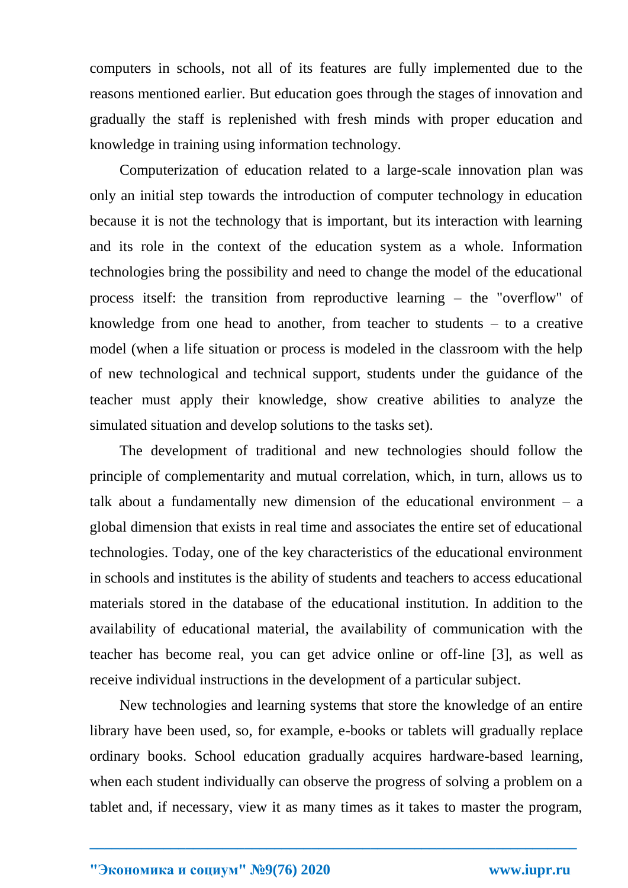computers in schools, not all of its features are fully implemented due to the reasons mentioned earlier. But education goes through the stages of innovation and gradually the staff is replenished with fresh minds with proper education and knowledge in training using information technology.

Computerization of education related to a large-scale innovation plan was only an initial step towards the introduction of computer technology in education because it is not the technology that is important, but its interaction with learning and its role in the context of the education system as a whole. Information technologies bring the possibility and need to change the model of the educational process itself: the transition from reproductive learning – the "overflow" of knowledge from one head to another, from teacher to students – to a creative model (when a life situation or process is modeled in the classroom with the help of new technological and technical support, students under the guidance of the teacher must apply their knowledge, show creative abilities to analyze the simulated situation and develop solutions to the tasks set).

The development of traditional and new technologies should follow the principle of complementarity and mutual correlation, which, in turn, allows us to talk about a fundamentally new dimension of the educational environment – a global dimension that exists in real time and associates the entire set of educational technologies. Today, one of the key characteristics of the educational environment in schools and institutes is the ability of students and teachers to access educational materials stored in the database of the educational institution. In addition to the availability of educational material, the availability of communication with the teacher has become real, you can get advice online or off-line [3], as well as receive individual instructions in the development of a particular subject.

New technologies and learning systems that store the knowledge of an entire library have been used, so, for example, e-books or tablets will gradually replace ordinary books. School education gradually acquires hardware-based learning, when each student individually can observe the progress of solving a problem on a tablet and, if necessary, view it as many times as it takes to master the program,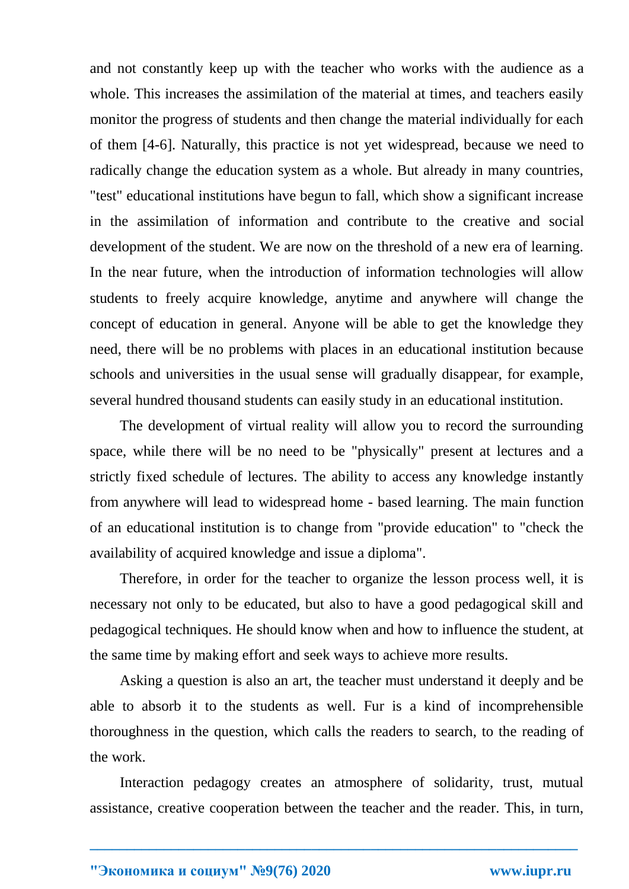and not constantly keep up with the teacher who works with the audience as a whole. This increases the assimilation of the material at times, and teachers easily monitor the progress of students and then change the material individually for each of them [4-6]. Naturally, this practice is not yet widespread, because we need to radically change the education system as a whole. But already in many countries, "test" educational institutions have begun to fall, which show a significant increase in the assimilation of information and contribute to the creative and social development of the student. We are now on the threshold of a new era of learning. In the near future, when the introduction of information technologies will allow students to freely acquire knowledge, anytime and anywhere will change the concept of education in general. Anyone will be able to get the knowledge they need, there will be no problems with places in an educational institution because schools and universities in the usual sense will gradually disappear, for example, several hundred thousand students can easily study in an educational institution.

The development of virtual reality will allow you to record the surrounding space, while there will be no need to be "physically" present at lectures and a strictly fixed schedule of lectures. The ability to access any knowledge instantly from anywhere will lead to widespread home - based learning. The main function of an educational institution is to change from "provide education" to "check the availability of acquired knowledge and issue a diploma".

Therefore, in order for the teacher to organize the lesson process well, it is necessary not only to be educated, but also to have a good pedagogical skill and pedagogical techniques. He should know when and how to influence the student, at the same time by making effort and seek ways to achieve more results.

Asking a question is also an art, the teacher must understand it deeply and be able to absorb it to the students as well. Fur is a kind of incomprehensible thoroughness in the question, which calls the readers to search, to the reading of the work.

Interaction pedagogy creates an atmosphere of solidarity, trust, mutual assistance, creative cooperation between the teacher and the reader. This, in turn,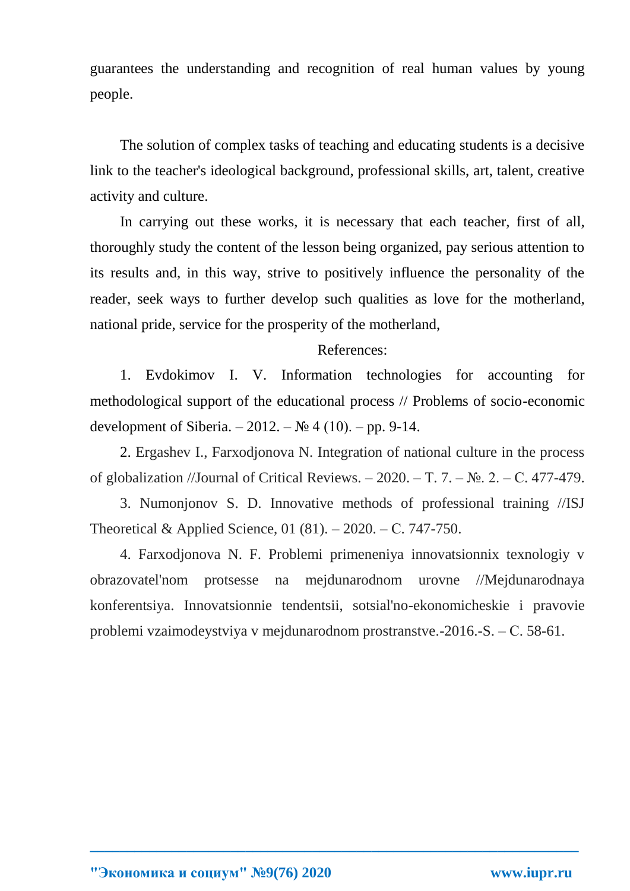guarantees the understanding and recognition of real human values by young people.

The solution of complex tasks of teaching and educating students is a decisive link to the teacher's ideological background, professional skills, art, talent, creative activity and culture.

In carrying out these works, it is necessary that each teacher, first of all, thoroughly study the content of the lesson being organized, pay serious attention to its results and, in this way, strive to positively influence the personality of the reader, seek ways to further develop such qualities as love for the motherland, national pride, service for the prosperity of the motherland,

References:

1. Evdokimov I. V. Information technologies for accounting for methodological support of the educational process // Problems of socio-economic development of Siberia. – 2012. – № 4 (10). – pp. 9-14.
2. Ergashev I., Farxodjonova N. Integration of national culture in the process of globalization //Journal of Critical Reviews. – 2020. – T. 7. – №. 2. – C. 477-479.
3. Numonjonov S. D. Innovative methods of professional training //ISJ Theoretical & Applied Science, 01 (81). – 2020. – C. 747-750.
4. Farxodjonova N. F. Problemi primeneniya innovatsionnix texnologiy v obrazovatel'nom protsesse na mejdunarodnom urovne //Mejdunarodnaya konferentsiya. Innovatsionnie tendentsii, sotsial'no-ekonomicheskie i pravovie problemi vzaimodeystviya v mejdunarodnom prostranstve.-2016.-S. – C. 58-61.